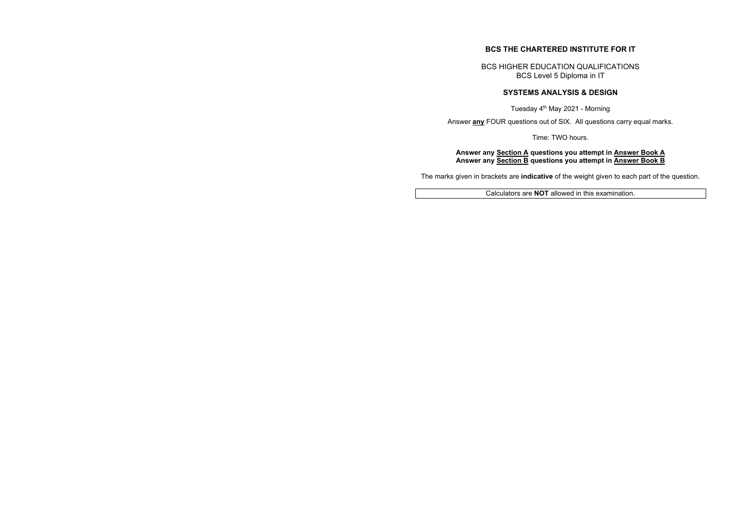# BCS THE CHARTERED INSTITUTE FOR IT

BCS HIGHER EDUCATION QUALIFICATIONS
BCS Level 5 Diploma in IT

## SYSTEMS ANALYSIS & DESIGN

Tuesday 4th May 2021 - Morning

Answer **any** FOUR questions out of SIX. All questions carry equal marks.

Time: TWO hours.

**Answer any Section A questions you attempt in Answer Book A**
**Answer any Section B questions you attempt in Answer Book B**

The marks given in brackets are **indicative** of the weight given to each part of the question.

Calculators are **NOT** allowed in this examination.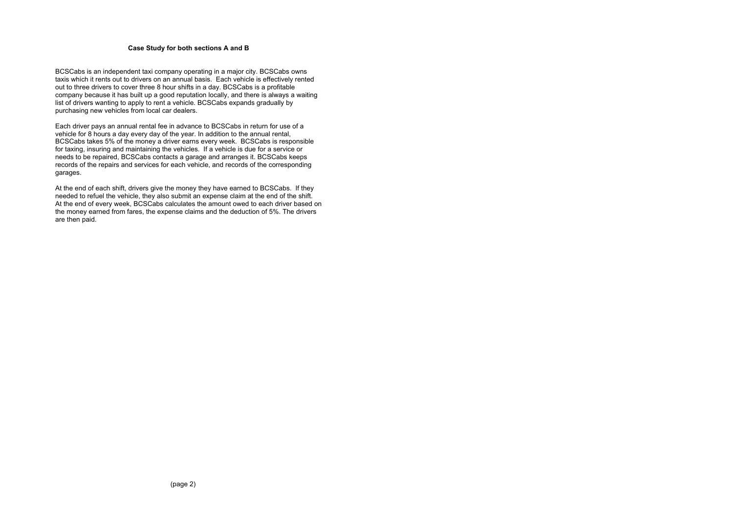**Case Study for both sections A and B**

BCSCabs is an independent taxi company operating in a major city. BCSCabs owns taxis which it rents out to drivers on an annual basis. Each vehicle is effectively rented out to three drivers to cover three 8 hour shifts in a day. BCSCabs is a profitable company because it has built up a good reputation locally, and there is always a waiting list of drivers wanting to apply to rent a vehicle. BCSCabs expands gradually by purchasing new vehicles from local car dealers.

Each driver pays an annual rental fee in advance to BCSCabs in return for use of a vehicle for 8 hours a day every day of the year. In addition to the annual rental, BCSCabs takes 5% of the money a driver earns every week. BCSCabs is responsible for taxing, insuring and maintaining the vehicles. If a vehicle is due for a service or needs to be repaired, BCSCabs contacts a garage and arranges it. BCSCabs keeps records of the repairs and services for each vehicle, and records of the corresponding garages.

At the end of each shift, drivers give the money they have earned to BCSCabs. If they needed to refuel the vehicle, they also submit an expense claim at the end of the shift. At the end of every week, BCSCabs calculates the amount owed to each driver based on the money earned from fares, the expense claims and the deduction of 5%. The drivers are then paid.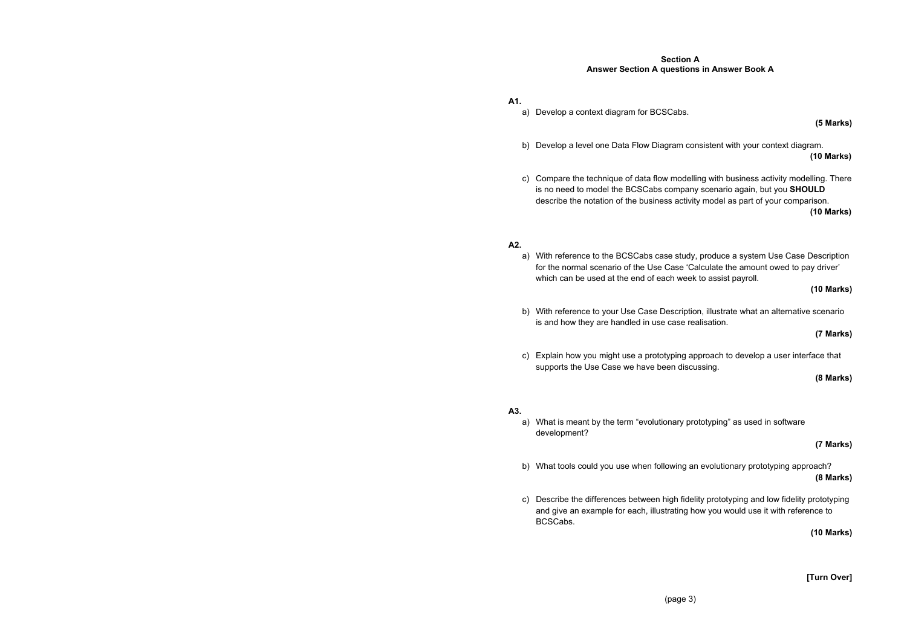## Section A
### Answer Section A questions in Answer Book A

**A1.**

a) Develop a context diagram for BCSCabs.

**(5 Marks)**

b) Develop a level one Data Flow Diagram consistent with your context diagram.

**(10 Marks)**

c) Compare the technique of data flow modelling with business activity modelling. There is no need to model the BCSCabs company scenario again, but you **SHOULD** describe the notation of the business activity model as part of your comparison.

**(10 Marks)**

**A2.**

a) With reference to the BCSCabs case study, produce a system Use Case Description for the normal scenario of the Use Case 'Calculate the amount owed to pay driver' which can be used at the end of each week to assist payroll.

**(10 Marks)**

b) With reference to your Use Case Description, illustrate what an alternative scenario is and how they are handled in use case realisation.

**(7 Marks)**

c) Explain how you might use a prototyping approach to develop a user interface that supports the Use Case we have been discussing.

**(8 Marks)**

**A3.**

a) What is meant by the term "evolutionary prototyping" as used in software development?

**(7 Marks)**

b) What tools could you use when following an evolutionary prototyping approach?

**(8 Marks)**

c) Describe the differences between high fidelity prototyping and low fidelity prototyping and give an example for each, illustrating how you would use it with reference to BCSCabs.

**(10 Marks)**

**[Turn Over]**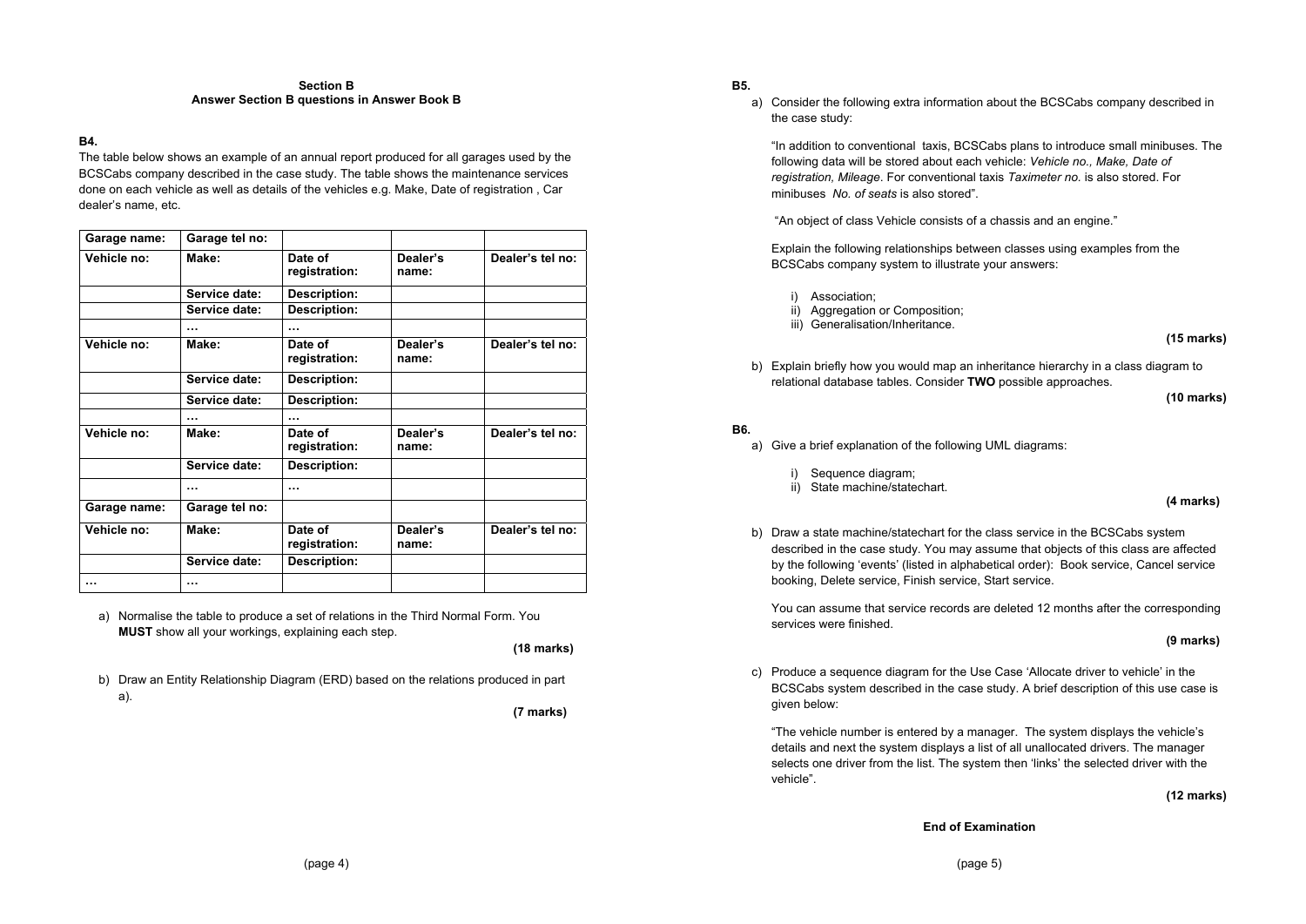**Section B**
**Answer Section B questions in Answer Book B**

**B4.**

The table below shows an example of an annual report produced for all garages used by the BCSCabs company described in the case study. The table shows the maintenance services done on each vehicle as well as details of the vehicles e.g. Make, Date of registration , Car dealer's name, etc.

| | | | | |
|---|---|---|---|---|
| **Garage name:** | **Garage tel no:** | | | |
| **Vehicle no:** | **Make:** | **Date of registration:** | **Dealer's name:** | **Dealer's tel no:** |
| | **Service date:** | **Description:** | | |
| | **Service date:** | **Description:** | | |
| | **…** | **…** | | |
| **Vehicle no:** | **Make:** | **Date of registration:** | **Dealer's name:** | **Dealer's tel no:** |
| | **Service date:** | **Description:** | | |
| | **Service date:** | **Description:** | | |
| | **…** | **…** | | |
| **Vehicle no:** | **Make:** | **Date of registration:** | **Dealer's name:** | **Dealer's tel no:** |
| | **Service date:** | **Description:** | | |
| | **…** | **…** | | |
| **Garage name:** | **Garage tel no:** | | | |
| **Vehicle no:** | **Make:** | **Date of registration:** | **Dealer's name:** | **Dealer's tel no:** |
| | **Service date:** | **Description:** | | |
| **…** | **…** | | | |

a) Normalise the table to produce a set of relations in the Third Normal Form. You **MUST** show all your workings, explaining each step.

**(18 marks)**

b) Draw an Entity Relationship Diagram (ERD) based on the relations produced in part a).

**(7 marks)**

**B5.**

a) Consider the following extra information about the BCSCabs company described in the case study:

"In addition to conventional taxis, BCSCabs plans to introduce small minibuses. The following data will be stored about each vehicle: *Vehicle no., Make, Date of registration, Mileage*. For conventional taxis *Taximeter no.* is also stored. For minibuses *No. of seats* is also stored".

"An object of class Vehicle consists of a chassis and an engine."

Explain the following relationships between classes using examples from the BCSCabs company system to illustrate your answers:

i) Association;
ii) Aggregation or Composition;
iii) Generalisation/Inheritance.

**(15 marks)**

b) Explain briefly how you would map an inheritance hierarchy in a class diagram to relational database tables. Consider **TWO** possible approaches.

**(10 marks)**

**B6.**

a) Give a brief explanation of the following UML diagrams:

i) Sequence diagram;
ii) State machine/statechart.

**(4 marks)**

b) Draw a state machine/statechart for the class service in the BCSCabs system described in the case study. You may assume that objects of this class are affected by the following 'events' (listed in alphabetical order): Book service, Cancel service booking, Delete service, Finish service, Start service.

You can assume that service records are deleted 12 months after the corresponding services were finished.

**(9 marks)**

c) Produce a sequence diagram for the Use Case 'Allocate driver to vehicle' in the BCSCabs system described in the case study. A brief description of this use case is given below:

"The vehicle number is entered by a manager. The system displays the vehicle's details and next the system displays a list of all unallocated drivers. The manager selects one driver from the list. The system then 'links' the selected driver with the vehicle".

**(12 marks)**

**End of Examination**